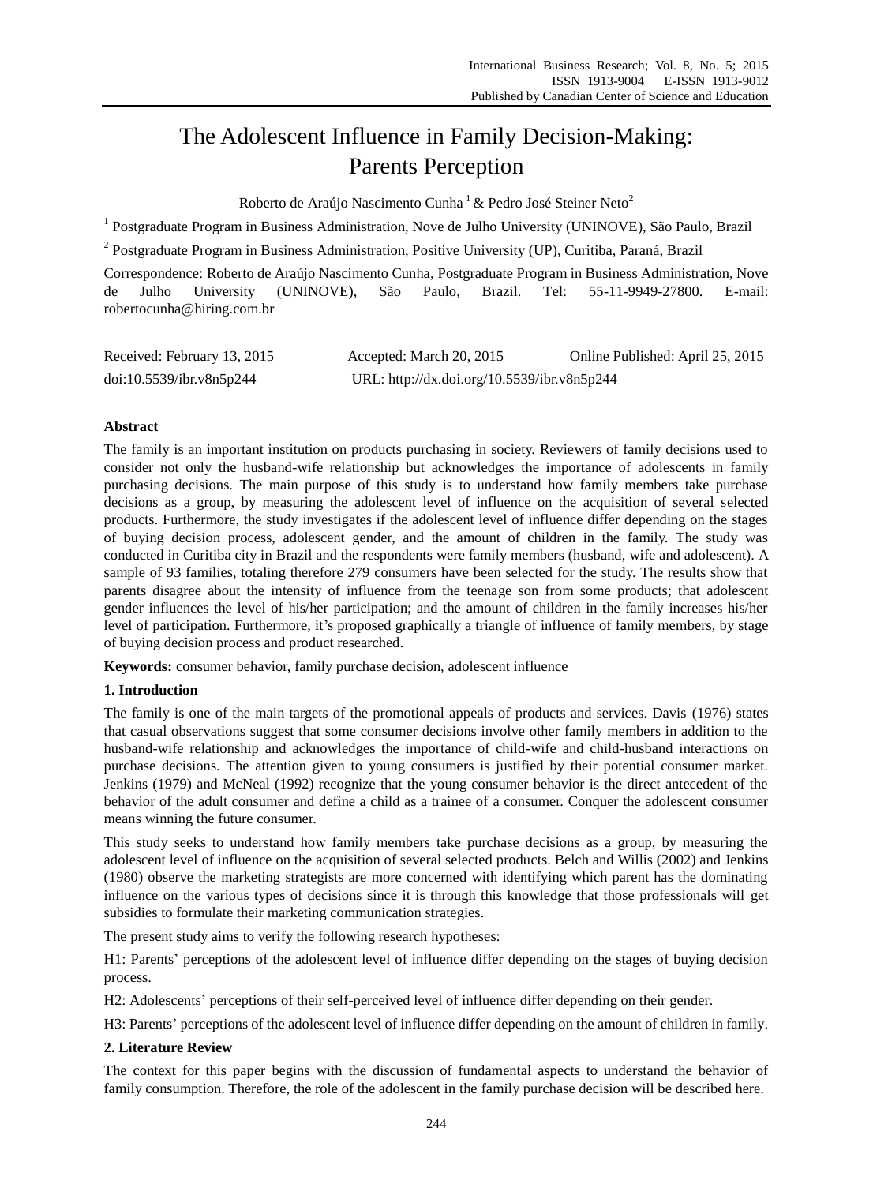# The Adolescent Influence in Family Decision-Making: Parents Perception

Roberto de Araújo Nascimento Cunha[1] & Pedro José Steiner Neto[2]

[1] Postgraduate Program in Business Administration, Nove de Julho University (UNINOVE), São Paulo, Brazil

[2] Postgraduate Program in Business Administration, Positive University (UP), Curitiba, Paraná, Brazil

Correspondence: Roberto de Araújo Nascimento Cunha, Postgraduate Program in Business Administration, Nove de Julho University (UNINOVE), São Paulo, Brazil. Tel: 55-11-9949-27800. E-mail: robertocunha@hiring.com.br

Received: February 13, 2015 Accepted: March 20, 2015 Online Published: April 25, 2015

doi:10.5539/ibr.v8n5p244 URL: http://dx.doi.org/10.5539/ibr.v8n5p244

## Abstract

The family is an important institution on products purchasing in society. Reviewers of family decisions used to consider not only the husband-wife relationship but acknowledges the importance of adolescents in family purchasing decisions. The main purpose of this study is to understand how family members take purchase decisions as a group, by measuring the adolescent level of influence on the acquisition of several selected products. Furthermore, the study investigates if the adolescent level of influence differ depending on the stages of buying decision process, adolescent gender, and the amount of children in the family. The study was conducted in Curitiba city in Brazil and the respondents were family members (husband, wife and adolescent). A sample of 93 families, totaling therefore 279 consumers have been selected for the study. The results show that parents disagree about the intensity of influence from the teenage son from some products; that adolescent gender influences the level of his/her participation; and the amount of children in the family increases his/her level of participation. Furthermore, it's proposed graphically a triangle of influence of family members, by stage of buying decision process and product researched.

**Keywords:** consumer behavior, family purchase decision, adolescent influence

## 1. Introduction

The family is one of the main targets of the promotional appeals of products and services. Davis (1976) states that casual observations suggest that some consumer decisions involve other family members in addition to the husband-wife relationship and acknowledges the importance of child-wife and child-husband interactions on purchase decisions. The attention given to young consumers is justified by their potential consumer market. Jenkins (1979) and McNeal (1992) recognize that the young consumer behavior is the direct antecedent of the behavior of the adult consumer and define a child as a trainee of a consumer. Conquer the adolescent consumer means winning the future consumer.

This study seeks to understand how family members take purchase decisions as a group, by measuring the adolescent level of influence on the acquisition of several selected products. Belch and Willis (2002) and Jenkins (1980) observe the marketing strategists are more concerned with identifying which parent has the dominating influence on the various types of decisions since it is through this knowledge that those professionals will get subsidies to formulate their marketing communication strategies.

The present study aims to verify the following research hypotheses:

H1: Parents' perceptions of the adolescent level of influence differ depending on the stages of buying decision process.

H2: Adolescents' perceptions of their self-perceived level of influence differ depending on their gender.

H3: Parents' perceptions of the adolescent level of influence differ depending on the amount of children in family.

## 2. Literature Review

The context for this paper begins with the discussion of fundamental aspects to understand the behavior of family consumption. Therefore, the role of the adolescent in the family purchase decision will be described here.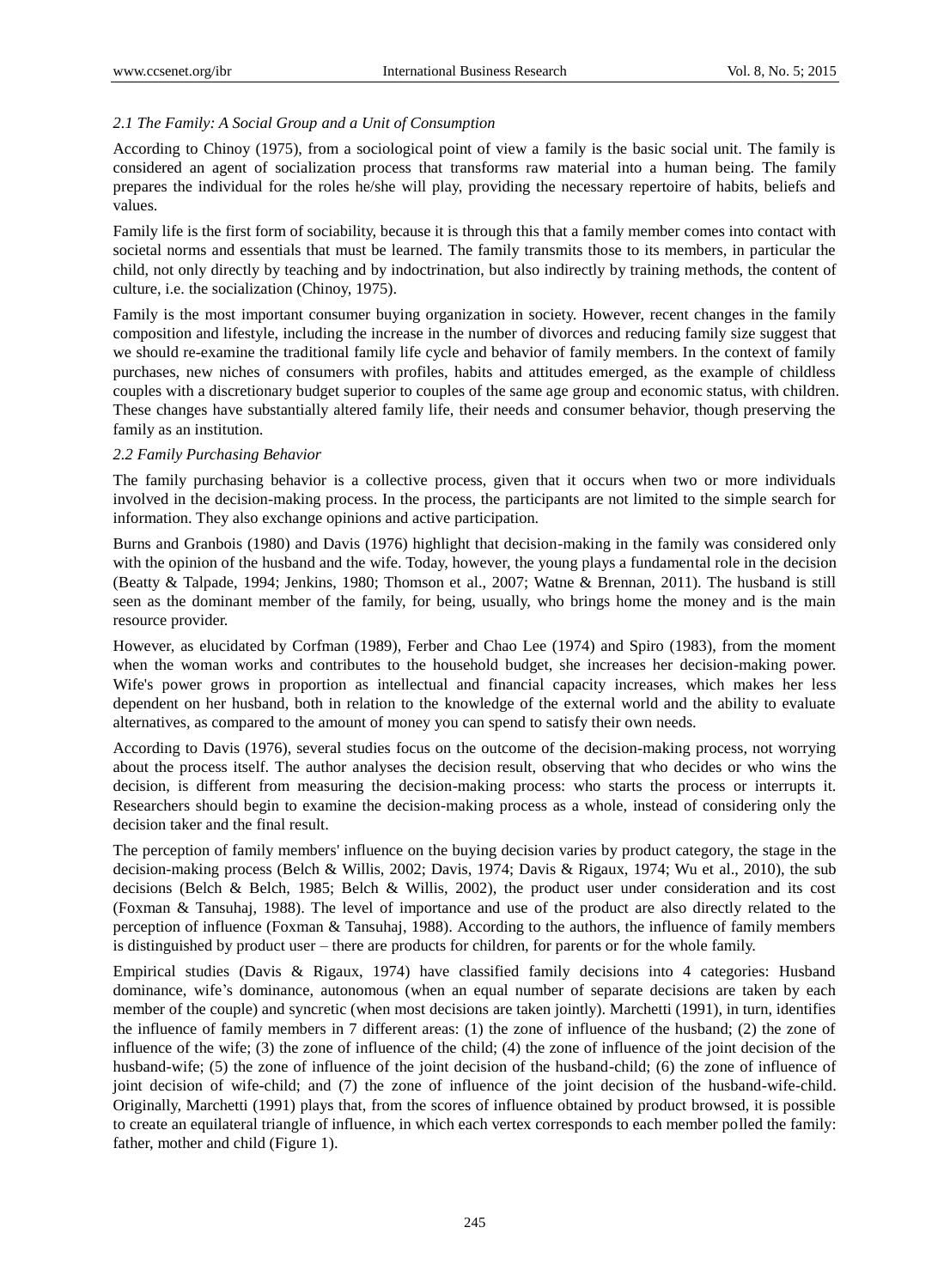### *2.1 The Family: A Social Group and a Unit of Consumption*

According to Chinoy (1975), from a sociological point of view a family is the basic social unit. The family is considered an agent of socialization process that transforms raw material into a human being. The family prepares the individual for the roles he/she will play, providing the necessary repertoire of habits, beliefs and values.

Family life is the first form of sociability, because it is through this that a family member comes into contact with societal norms and essentials that must be learned. The family transmits those to its members, in particular the child, not only directly by teaching and by indoctrination, but also indirectly by training methods, the content of culture, i.e. the socialization (Chinoy, 1975).

Family is the most important consumer buying organization in society. However, recent changes in the family composition and lifestyle, including the increase in the number of divorces and reducing family size suggest that we should re-examine the traditional family life cycle and behavior of family members. In the context of family purchases, new niches of consumers with profiles, habits and attitudes emerged, as the example of childless couples with a discretionary budget superior to couples of the same age group and economic status, with children. These changes have substantially altered family life, their needs and consumer behavior, though preserving the family as an institution.

### *2.2 Family Purchasing Behavior*

The family purchasing behavior is a collective process, given that it occurs when two or more individuals involved in the decision-making process. In the process, the participants are not limited to the simple search for information. They also exchange opinions and active participation.

Burns and Granbois (1980) and Davis (1976) highlight that decision-making in the family was considered only with the opinion of the husband and the wife. Today, however, the young plays a fundamental role in the decision (Beatty & Talpade, 1994; Jenkins, 1980; Thomson et al., 2007; Watne & Brennan, 2011). The husband is still seen as the dominant member of the family, for being, usually, who brings home the money and is the main resource provider.

However, as elucidated by Corfman (1989), Ferber and Chao Lee (1974) and Spiro (1983), from the moment when the woman works and contributes to the household budget, she increases her decision-making power. Wife's power grows in proportion as intellectual and financial capacity increases, which makes her less dependent on her husband, both in relation to the knowledge of the external world and the ability to evaluate alternatives, as compared to the amount of money you can spend to satisfy their own needs.

According to Davis (1976), several studies focus on the outcome of the decision-making process, not worrying about the process itself. The author analyses the decision result, observing that who decides or who wins the decision, is different from measuring the decision-making process: who starts the process or interrupts it. Researchers should begin to examine the decision-making process as a whole, instead of considering only the decision taker and the final result.

The perception of family members' influence on the buying decision varies by product category, the stage in the decision-making process (Belch & Willis, 2002; Davis, 1974; Davis & Rigaux, 1974; Wu et al., 2010), the sub decisions (Belch & Belch, 1985; Belch & Willis, 2002), the product user under consideration and its cost (Foxman & Tansuhaj, 1988). The level of importance and use of the product are also directly related to the perception of influence (Foxman & Tansuhaj, 1988). According to the authors, the influence of family members is distinguished by product user – there are products for children, for parents or for the whole family.

Empirical studies (Davis & Rigaux, 1974) have classified family decisions into 4 categories: Husband dominance, wife's dominance, autonomous (when an equal number of separate decisions are taken by each member of the couple) and syncretic (when most decisions are taken jointly). Marchetti (1991), in turn, identifies the influence of family members in 7 different areas: (1) the zone of influence of the husband; (2) the zone of influence of the wife; (3) the zone of influence of the child; (4) the zone of influence of the joint decision of the husband-wife; (5) the zone of influence of the joint decision of the husband-child; (6) the zone of influence of joint decision of wife-child; and (7) the zone of influence of the joint decision of the husband-wife-child. Originally, Marchetti (1991) plays that, from the scores of influence obtained by product browsed, it is possible to create an equilateral triangle of influence, in which each vertex corresponds to each member polled the family: father, mother and child (Figure 1).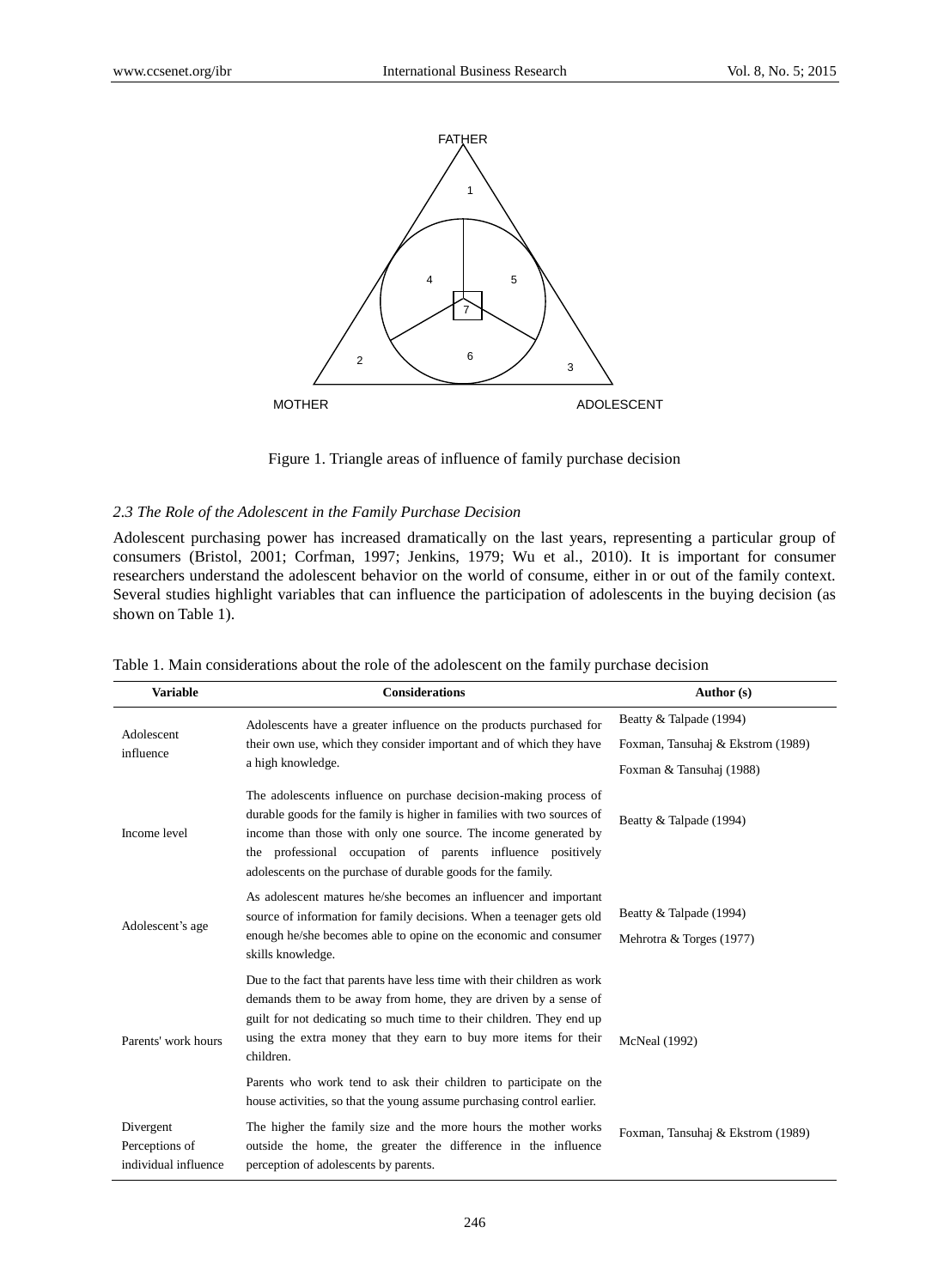FATHER

1

4

5

7

6

2

3

MOTHER

ADOLESCENT

Figure 1. Triangle areas of influence of family purchase decision

### *2.3 The Role of the Adolescent in the Family Purchase Decision*

Adolescent purchasing power has increased dramatically on the last years, representing a particular group of consumers (Bristol, 2001; Corfman, 1997; Jenkins, 1979; Wu et al., 2010). It is important for consumer researchers understand the adolescent behavior on the world of consume, either in or out of the family context. Several studies highlight variables that can influence the participation of adolescents in the buying decision (as shown on Table 1).

Table 1. Main considerations about the role of the adolescent on the family purchase decision

| **Variable** | **Considerations** | **Author (s)** |
|---|---|---|
| Adolescent influence | Adolescents have a greater influence on the products purchased for their own use, which they consider important and of which they have a high knowledge. | Beatty & Talpade (1994)<br>Foxman, Tansuhaj & Ekstrom (1989)<br>Foxman & Tansuhaj (1988) |
| Income level | The adolescents influence on purchase decision-making process of durable goods for the family is higher in families with two sources of income than those with only one source. The income generated by the professional occupation of parents influence positively adolescents on the purchase of durable goods for the family. | Beatty & Talpade (1994) |
| Adolescent's age | As adolescent matures he/she becomes an influencer and important source of information for family decisions. When a teenager gets old enough he/she becomes able to opine on the economic and consumer skills knowledge. | Beatty & Talpade (1994)<br>Mehrotra & Torges (1977) |
| Parents' work hours | Due to the fact that parents have less time with their children as work demands them to be away from home, they are driven by a sense of guilt for not dedicating so much time to their children. They end up using the extra money that they earn to buy more items for their children.<br>Parents who work tend to ask their children to participate on the house activities, so that the young assume purchasing control earlier. | McNeal (1992) |
| Divergent Perceptions of individual influence | The higher the family size and the more hours the mother works outside the home, the greater the difference in the influence perception of adolescents by parents. | Foxman, Tansuhaj & Ekstrom (1989) |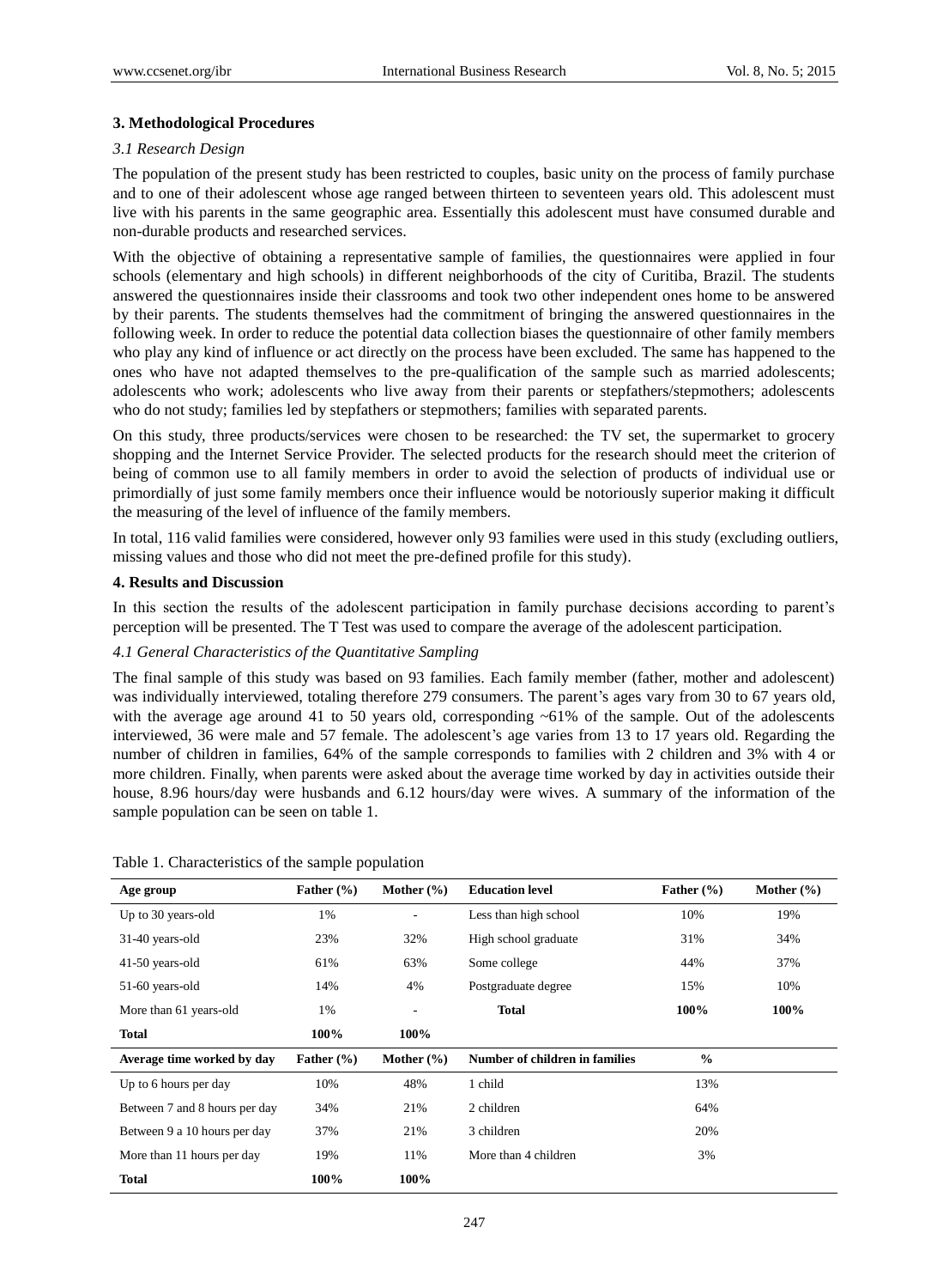## 3. Methodological Procedures

### *3.1 Research Design*

The population of the present study has been restricted to couples, basic unity on the process of family purchase and to one of their adolescent whose age ranged between thirteen to seventeen years old. This adolescent must live with his parents in the same geographic area. Essentially this adolescent must have consumed durable and non-durable products and researched services.

With the objective of obtaining a representative sample of families, the questionnaires were applied in four schools (elementary and high schools) in different neighborhoods of the city of Curitiba, Brazil. The students answered the questionnaires inside their classrooms and took two other independent ones home to be answered by their parents. The students themselves had the commitment of bringing the answered questionnaires in the following week. In order to reduce the potential data collection biases the questionnaire of other family members who play any kind of influence or act directly on the process have been excluded. The same has happened to the ones who have not adapted themselves to the pre-qualification of the sample such as married adolescents; adolescents who work; adolescents who live away from their parents or stepfathers/stepmothers; adolescents who do not study; families led by stepfathers or stepmothers; families with separated parents.

On this study, three products/services were chosen to be researched: the TV set, the supermarket to grocery shopping and the Internet Service Provider. The selected products for the research should meet the criterion of being of common use to all family members in order to avoid the selection of products of individual use or primordially of just some family members once their influence would be notoriously superior making it difficult the measuring of the level of influence of the family members.

In total, 116 valid families were considered, however only 93 families were used in this study (excluding outliers, missing values and those who did not meet the pre-defined profile for this study).

## 4. Results and Discussion

In this section the results of the adolescent participation in family purchase decisions according to parent's perception will be presented. The T Test was used to compare the average of the adolescent participation.

### *4.1 General Characteristics of the Quantitative Sampling*

The final sample of this study was based on 93 families. Each family member (father, mother and adolescent) was individually interviewed, totaling therefore 279 consumers. The parent's ages vary from 30 to 67 years old, with the average age around 41 to 50 years old, corresponding ~61% of the sample. Out of the adolescents interviewed, 36 were male and 57 female. The adolescent's age varies from 13 to 17 years old. Regarding the number of children in families, 64% of the sample corresponds to families with 2 children and 3% with 4 or more children. Finally, when parents were asked about the average time worked by day in activities outside their house, 8.96 hours/day were husbands and 6.12 hours/day were wives. A summary of the information of the sample population can be seen on table 1.

Table 1. Characteristics of the sample population

| Age group | Father (%) | Mother (%) | Education level | Father (%) | Mother (%) |
|---|---|---|---|---|---|
| Up to 30 years-old | 1% | - | Less than high school | 10% | 19% |
| 31-40 years-old | 23% | 32% | High school graduate | 31% | 34% |
| 41-50 years-old | 61% | 63% | Some college | 44% | 37% |
| 51-60 years-old | 14% | 4% | Postgraduate degree | 15% | 10% |
| More than 61 years-old | 1% | - | **Total** | **100%** | **100%** |
| **Total** | **100%** | **100%** | | | |
| **Average time worked by day** | **Father (%)** | **Mother (%)** | **Number of children in families** | **%** | |
| Up to 6 hours per day | 10% | 48% | 1 child | 13% | |
| Between 7 and 8 hours per day | 34% | 21% | 2 children | 64% | |
| Between 9 a 10 hours per day | 37% | 21% | 3 children | 20% | |
| More than 11 hours per day | 19% | 11% | More than 4 children | 3% | |
| **Total** | **100%** | **100%** | | | |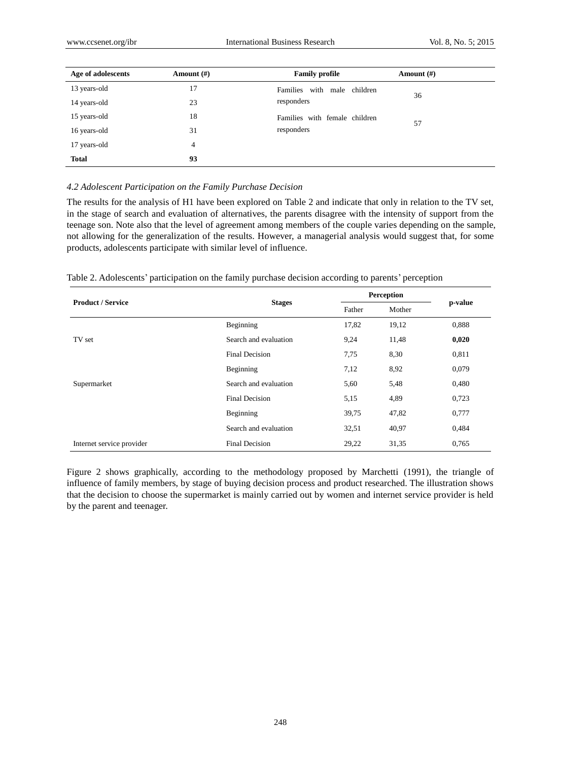| Age of adolescents | Amount (#) | Family profile | Amount (#) |
|---|---|---|---|
| 13 years-old | 17 | Families with male children responders | 36 |
| 14 years-old | 23 | | |
| 15 years-old | 18 | Families with female children responders | 57 |
| 16 years-old | 31 | | |
| 17 years-old | 4 | | |
| **Total** | **93** | | |

*4.2 Adolescent Participation on the Family Purchase Decision*

The results for the analysis of H1 have been explored on Table 2 and indicate that only in relation to the TV set, in the stage of search and evaluation of alternatives, the parents disagree with the intensity of support from the teenage son. Note also that the level of agreement among members of the couple varies depending on the sample, not allowing for the generalization of the results. However, a managerial analysis would suggest that, for some products, adolescents participate with similar level of influence.

Table 2. Adolescents' participation on the family purchase decision according to parents' perception

| Product / Service | Stages | Perception | | p-value |
|---|---|---|---|---|
| | | Father | Mother | |
| TV set | Beginning | 17,82 | 19,12 | 0,888 |
| | Search and evaluation | 9,24 | 11,48 | **0,020** |
| | Final Decision | 7,75 | 8,30 | 0,811 |
| Supermarket | Beginning | 7,12 | 8,92 | 0,079 |
| | Search and evaluation | 5,60 | 5,48 | 0,480 |
| | Final Decision | 5,15 | 4,89 | 0,723 |
| Internet service provider | Beginning | 39,75 | 47,82 | 0,777 |
| | Search and evaluation | 32,51 | 40,97 | 0,484 |
| | Final Decision | 29,22 | 31,35 | 0,765 |

Figure 2 shows graphically, according to the methodology proposed by Marchetti (1991), the triangle of influence of family members, by stage of buying decision process and product researched. The illustration shows that the decision to choose the supermarket is mainly carried out by women and internet service provider is held by the parent and teenager.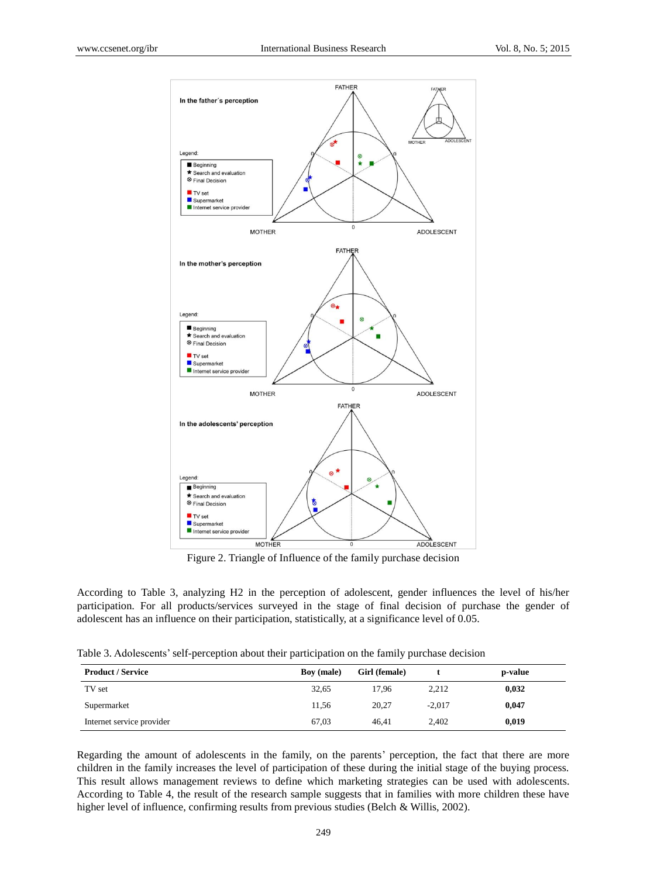Figure 2. Triangle of Influence of the family purchase decision

According to Table 3, analyzing H2 in the perception of adolescent, gender influences the level of his/her participation. For all products/services surveyed in the stage of final decision of purchase the gender of adolescent has an influence on their participation, statistically, at a significance level of 0.05.

Table 3. Adolescents' self-perception about their participation on the family purchase decision

| Product / Service | Boy (male) | Girl (female) | t | p-value |
|---|---|---|---|---|
| TV set | 32,65 | 17,96 | 2,212 | **0,032** |
| Supermarket | 11,56 | 20,27 | -2,017 | **0,047** |
| Internet service provider | 67,03 | 46,41 | 2,402 | **0,019** |

Regarding the amount of adolescents in the family, on the parents' perception, the fact that there are more children in the family increases the level of participation of these during the initial stage of the buying process. This result allows management reviews to define which marketing strategies can be used with adolescents. According to Table 4, the result of the research sample suggests that in families with more children these have higher level of influence, confirming results from previous studies (Belch & Willis, 2002).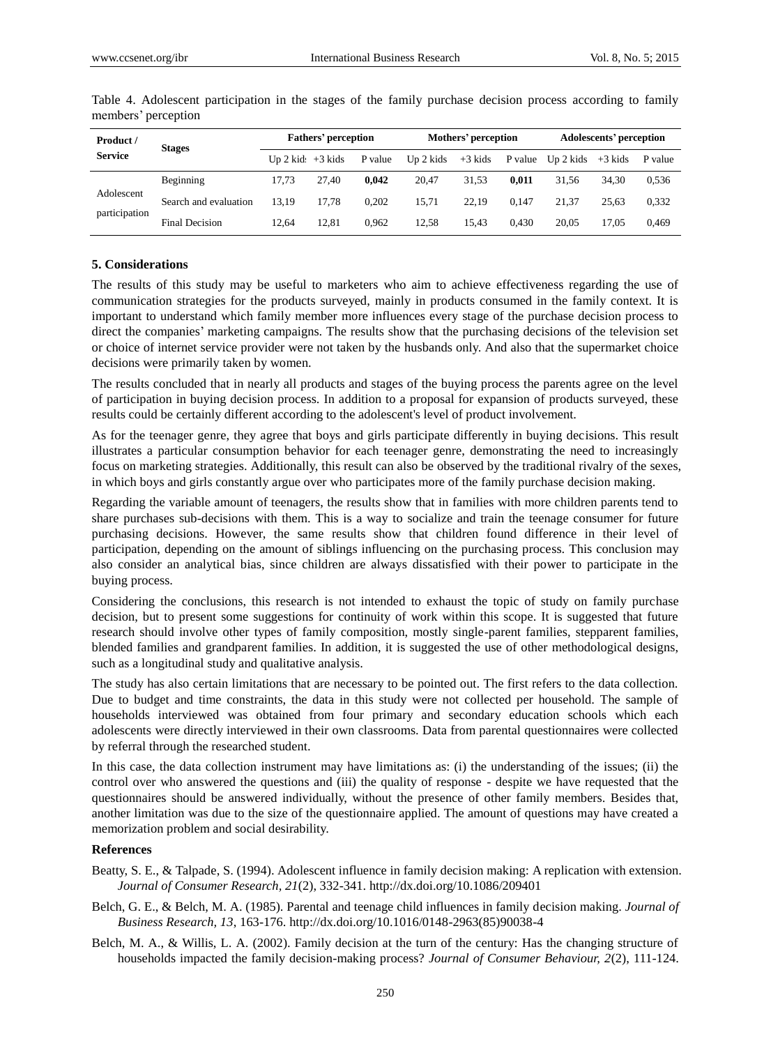Table 4. Adolescent participation in the stages of the family purchase decision process according to family members' perception

| Product / Service | Stages | Fathers' perception | | | Mothers' perception | | | Adolescents' perception | | |
|---|---|---|---|---|---|---|---|---|---|---|
| | | Up 2 kids | +3 kids | P value | Up 2 kids | +3 kids | P value | Up 2 kids | +3 kids | P value |
| Adolescent participation | Beginning | 17,73 | 27,40 | **0,042** | 20,47 | 31,53 | **0,011** | 31,56 | 34,30 | 0,536 |
| | Search and evaluation | 13,19 | 17,78 | 0,202 | 15,71 | 22,19 | 0,147 | 21,37 | 25,63 | 0,332 |
| | Final Decision | 12,64 | 12,81 | 0,962 | 12,58 | 15,43 | 0,430 | 20,05 | 17,05 | 0,469 |

## 5. Considerations

The results of this study may be useful to marketers who aim to achieve effectiveness regarding the use of communication strategies for the products surveyed, mainly in products consumed in the family context. It is important to understand which family member more influences every stage of the purchase decision process to direct the companies' marketing campaigns. The results show that the purchasing decisions of the television set or choice of internet service provider were not taken by the husbands only. And also that the supermarket choice decisions were primarily taken by women.

The results concluded that in nearly all products and stages of the buying process the parents agree on the level of participation in buying decision process. In addition to a proposal for expansion of products surveyed, these results could be certainly different according to the adolescent's level of product involvement.

As for the teenager genre, they agree that boys and girls participate differently in buying decisions. This result illustrates a particular consumption behavior for each teenager genre, demonstrating the need to increasingly focus on marketing strategies. Additionally, this result can also be observed by the traditional rivalry of the sexes, in which boys and girls constantly argue over who participates more of the family purchase decision making.

Regarding the variable amount of teenagers, the results show that in families with more children parents tend to share purchases sub-decisions with them. This is a way to socialize and train the teenage consumer for future purchasing decisions. However, the same results show that children found difference in their level of participation, depending on the amount of siblings influencing on the purchasing process. This conclusion may also consider an analytical bias, since children are always dissatisfied with their power to participate in the buying process.

Considering the conclusions, this research is not intended to exhaust the topic of study on family purchase decision, but to present some suggestions for continuity of work within this scope. It is suggested that future research should involve other types of family composition, mostly single-parent families, stepparent families, blended families and grandparent families. In addition, it is suggested the use of other methodological designs, such as a longitudinal study and qualitative analysis.

The study has also certain limitations that are necessary to be pointed out. The first refers to the data collection. Due to budget and time constraints, the data in this study were not collected per household. The sample of households interviewed was obtained from four primary and secondary education schools which each adolescents were directly interviewed in their own classrooms. Data from parental questionnaires were collected by referral through the researched student.

In this case, the data collection instrument may have limitations as: (i) the understanding of the issues; (ii) the control over who answered the questions and (iii) the quality of response - despite we have requested that the questionnaires should be answered individually, without the presence of other family members. Besides that, another limitation was due to the size of the questionnaire applied. The amount of questions may have created a memorization problem and social desirability.

## References

Beatty, S. E., & Talpade, S. (1994). Adolescent influence in family decision making: A replication with extension. *Journal of Consumer Research, 21*(2), 332-341. http://dx.doi.org/10.1086/209401

Belch, G. E., & Belch, M. A. (1985). Parental and teenage child influences in family decision making. *Journal of Business Research, 13*, 163-176. http://dx.doi.org/10.1016/0148-2963(85)90038-4

Belch, M. A., & Willis, L. A. (2002). Family decision at the turn of the century: Has the changing structure of households impacted the family decision-making process? *Journal of Consumer Behaviour, 2*(2), 111-124.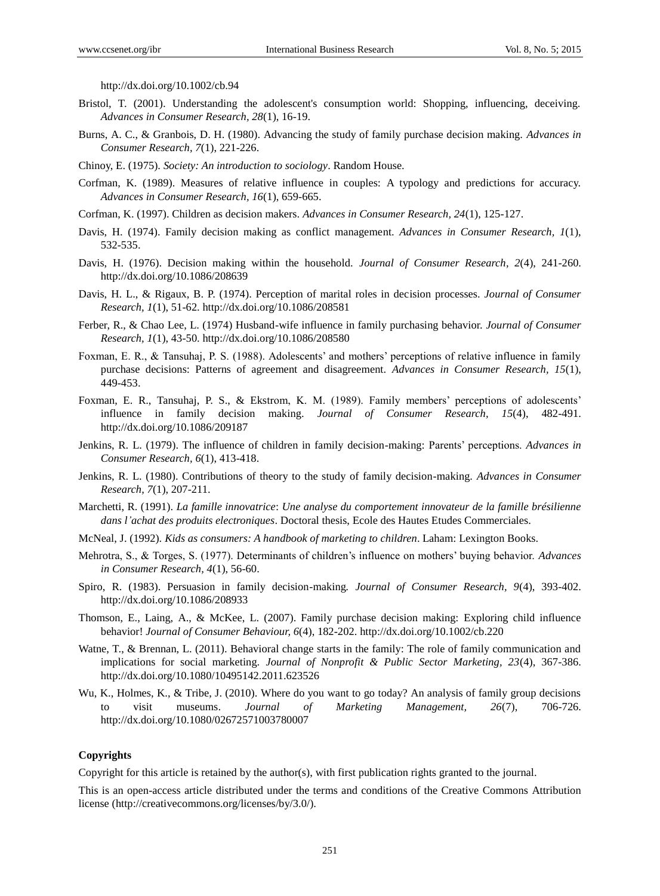http://dx.doi.org/10.1002/cb.94

Bristol, T. (2001). Understanding the adolescent's consumption world: Shopping, influencing, deceiving. *Advances in Consumer Research, 28*(1), 16-19.

Burns, A. C., & Granbois, D. H. (1980). Advancing the study of family purchase decision making. *Advances in Consumer Research*, *7*(1), 221-226.

Chinoy, E. (1975). *Society: An introduction to sociology*. Random House.

Corfman, K. (1989). Measures of relative influence in couples: A typology and predictions for accuracy. *Advances in Consumer Research*, *16*(1), 659-665.

Corfman, K. (1997). Children as decision makers. *Advances in Consumer Research, 24*(1), 125-127.

Davis, H. (1974). Family decision making as conflict management. *Advances in Consumer Research, 1*(1), 532-535.

Davis, H. (1976). Decision making within the household. *Journal of Consumer Research, 2*(4), 241-260. http://dx.doi.org/10.1086/208639

Davis, H. L., & Rigaux, B. P. (1974). Perception of marital roles in decision processes. *Journal of Consumer Research, 1*(1), 51-62. http://dx.doi.org/10.1086/208581

Ferber, R., & Chao Lee, L. (1974) Husband-wife influence in family purchasing behavior. *Journal of Consumer Research, 1*(1), 43-50. http://dx.doi.org/10.1086/208580

Foxman, E. R., & Tansuhaj, P. S. (1988). Adolescents' and mothers' perceptions of relative influence in family purchase decisions: Patterns of agreement and disagreement. *Advances in Consumer Research, 15*(1), 449-453.

Foxman, E. R., Tansuhaj, P. S., & Ekstrom, K. M. (1989). Family members' perceptions of adolescents' influence in family decision making. *Journal of Consumer Research, 15*(4), 482-491. http://dx.doi.org/10.1086/209187

Jenkins, R. L. (1979). The influence of children in family decision-making: Parents' perceptions. *Advances in Consumer Research, 6*(1), 413-418.

Jenkins, R. L. (1980). Contributions of theory to the study of family decision-making. *Advances in Consumer Research, 7*(1), 207-211.

Marchetti, R. (1991). *La famille innovatrice*: *Une analyse du comportement innovateur de la famille brésilienne dans l'achat des produits electroniques*. Doctoral thesis, Ecole des Hautes Etudes Commerciales.

McNeal, J. (1992). *Kids as consumers: A handbook of marketing to children*. Laham: Lexington Books.

Mehrotra, S., & Torges, S. (1977). Determinants of children's influence on mothers' buying behavior. *Advances in Consumer Research, 4*(1), 56-60.

Spiro, R. (1983). Persuasion in family decision-making. *Journal of Consumer Research, 9*(4), 393-402. http://dx.doi.org/10.1086/208933

Thomson, E., Laing, A., & McKee, L. (2007). Family purchase decision making: Exploring child influence behavior! *Journal of Consumer Behaviour, 6*(4), 182-202. http://dx.doi.org/10.1002/cb.220

Watne, T., & Brennan, L. (2011). Behavioral change starts in the family: The role of family communication and implications for social marketing. *Journal of Nonprofit & Public Sector Marketing, 23*(4), 367-386. http://dx.doi.org/10.1080/10495142.2011.623526

Wu, K., Holmes, K., & Tribe, J. (2010). Where do you want to go today? An analysis of family group decisions to visit museums. *Journal of Marketing Management, 26*(7), 706-726. http://dx.doi.org/10.1080/02672571003780007

**Copyrights**

Copyright for this article is retained by the author(s), with first publication rights granted to the journal.

This is an open-access article distributed under the terms and conditions of the Creative Commons Attribution license (http://creativecommons.org/licenses/by/3.0/).